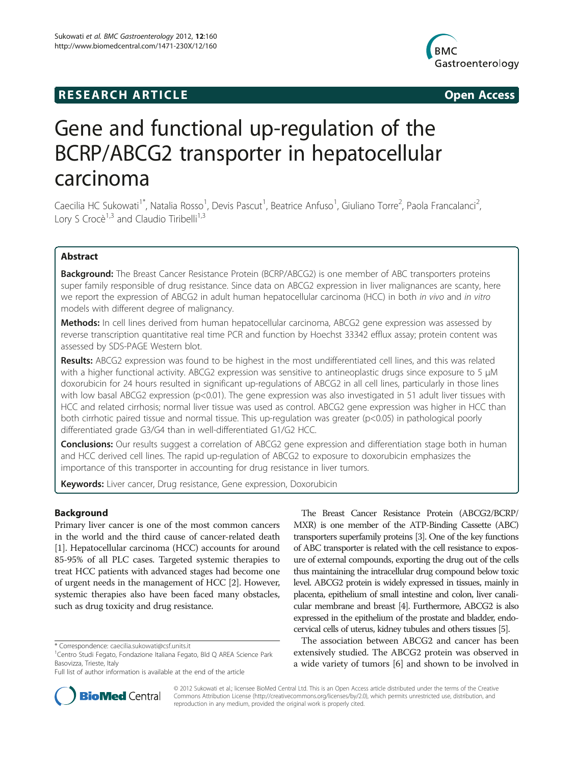RESEARCH ARTICLE | Open Access

# Gene and functional up-regulation of the BCRP/ABCG2 transporter in hepatocellular carcinoma

Caecilia HC Sukowati[1*], Natalia Rosso[1], Devis Pascut[1], Beatrice Anfuso[1], Giuliano Torre[2], Paola Francalanci[2], Lory S Crocè[1,3] and Claudio Tiribelli[1,3]

## Abstract

**Background:** The Breast Cancer Resistance Protein (BCRP/ABCG2) is one member of ABC transporters proteins super family responsible of drug resistance. Since data on ABCG2 expression in liver malignances are scanty, here we report the expression of ABCG2 in adult human hepatocellular carcinoma (HCC) in both *in vivo* and *in vitro* models with different degree of malignancy.

**Methods:** In cell lines derived from human hepatocellular carcinoma, ABCG2 gene expression was assessed by reverse transcription quantitative real time PCR and function by Hoechst 33342 efflux assay; protein content was assessed by SDS-PAGE Western blot.

**Results:** ABCG2 expression was found to be highest in the most undifferentiated cell lines, and this was related with a higher functional activity. ABCG2 expression was sensitive to antineoplastic drugs since exposure to 5 μM doxorubicin for 24 hours resulted in significant up-regulations of ABCG2 in all cell lines, particularly in those lines with low basal ABCG2 expression ($p<0.01$). The gene expression was also investigated in 51 adult liver tissues with HCC and related cirrhosis; normal liver tissue was used as control. ABCG2 gene expression was higher in HCC than both cirrhotic paired tissue and normal tissue. This up-regulation was greater ($p<0.05$) in pathological poorly differentiated grade G3/G4 than in well-differentiated G1/G2 HCC.

**Conclusions:** Our results suggest a correlation of ABCG2 gene expression and differentiation stage both in human and HCC derived cell lines. The rapid up-regulation of ABCG2 to exposure to doxorubicin emphasizes the importance of this transporter in accounting for drug resistance in liver tumors.

**Keywords:** Liver cancer, Drug resistance, Gene expression, Doxorubicin

## Background

Primary liver cancer is one of the most common cancers in the world and the third cause of cancer-related death [1]. Hepatocellular carcinoma (HCC) accounts for around 85-95% of all PLC cases. Targeted systemic therapies to treat HCC patients with advanced stages had become one of urgent needs in the management of HCC [2]. However, systemic therapies also have been faced many obstacles, such as drug toxicity and drug resistance.

The Breast Cancer Resistance Protein (ABCG2/BCRP/MXR) is one member of the ATP-Binding Cassette (ABC) transporters superfamily proteins [3]. One of the key functions of ABC transporter is related with the cell resistance to exposure of external compounds, exporting the drug out of the cells thus maintaining the intracellular drug compound below toxic level. ABCG2 protein is widely expressed in tissues, mainly in placenta, epithelium of small intestine and colon, liver canalicular membrane and breast [4]. Furthermore, ABCG2 is also expressed in the epithelium of the prostate and bladder, endocervical cells of uterus, kidney tubules and others tissues [5].

The association between ABCG2 and cancer has been extensively studied. The ABCG2 protein was observed in a wide variety of tumors [6] and shown to be involved in

\* Correspondence: caecilia.sukowati@csf.units.it
[1]Centro Studi Fegato, Fondazione Italiana Fegato, Bld Q AREA Science Park Basovizza, Trieste, Italy
Full list of author information is available at the end of the article

© 2012 Sukowati et al.; licensee BioMed Central Ltd. This is an Open Access article distributed under the terms of the Creative Commons Attribution License (http://creativecommons.org/licenses/by/2.0), which permits unrestricted use, distribution, and reproduction in any medium, provided the original work is properly cited.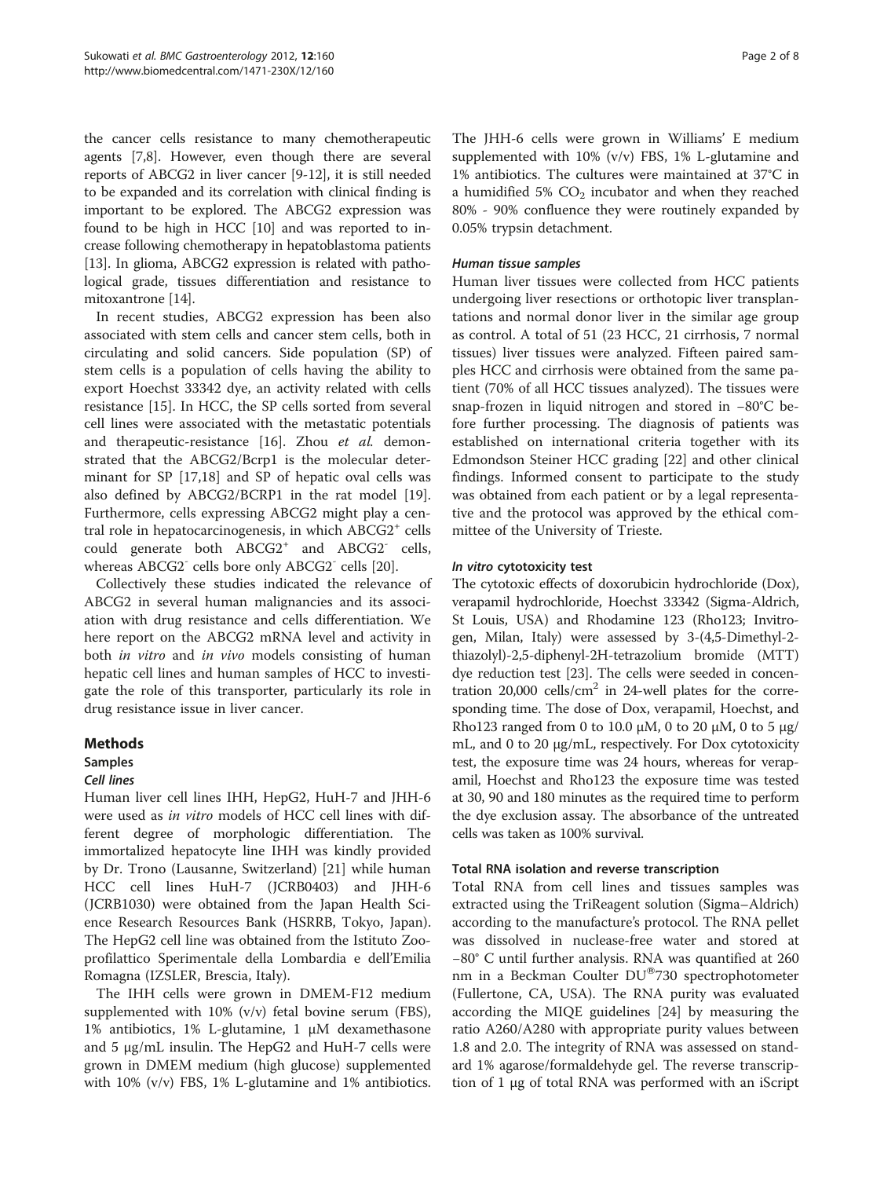the cancer cells resistance to many chemotherapeutic agents [7,8]. However, even though there are several reports of ABCG2 in liver cancer [9-12], it is still needed to be expanded and its correlation with clinical finding is important to be explored. The ABCG2 expression was found to be high in HCC [10] and was reported to increase following chemotherapy in hepatoblastoma patients [13]. In glioma, ABCG2 expression is related with pathological grade, tissues differentiation and resistance to mitoxantrone [14].

In recent studies, ABCG2 expression has been also associated with stem cells and cancer stem cells, both in circulating and solid cancers. Side population (SP) of stem cells is a population of cells having the ability to export Hoechst 33342 dye, an activity related with cells resistance [15]. In HCC, the SP cells sorted from several cell lines were associated with the metastatic potentials and therapeutic-resistance [16]. Zhou *et al.* demonstrated that the ABCG2/Bcrp1 is the molecular determinant for SP [17,18] and SP of hepatic oval cells was also defined by ABCG2/BCRP1 in the rat model [19]. Furthermore, cells expressing ABCG2 might play a central role in hepatocarcinogenesis, in which ABCG2$^+$ cells could generate both ABCG2$^+$ and ABCG2$^-$ cells, whereas ABCG2$^-$ cells bore only ABCG2$^-$ cells [20].

Collectively these studies indicated the relevance of ABCG2 in several human malignancies and its association with drug resistance and cells differentiation. We here report on the ABCG2 mRNA level and activity in both *in vitro* and *in vivo* models consisting of human hepatic cell lines and human samples of HCC to investigate the role of this transporter, particularly its role in drug resistance issue in liver cancer.

## Methods

### Samples

#### *Cell lines*

Human liver cell lines IHH, HepG2, HuH-7 and JHH-6 were used as *in vitro* models of HCC cell lines with different degree of morphologic differentiation. The immortalized hepatocyte line IHH was kindly provided by Dr. Trono (Lausanne, Switzerland) [21] while human HCC cell lines HuH-7 (JCRB0403) and JHH-6 (JCRB1030) were obtained from the Japan Health Science Research Resources Bank (HSRRB, Tokyo, Japan). The HepG2 cell line was obtained from the Istituto Zooprofilattico Sperimentale della Lombardia e dell'Emilia Romagna (IZSLER, Brescia, Italy).

The IHH cells were grown in DMEM-F12 medium supplemented with 10% (v/v) fetal bovine serum (FBS), 1% antibiotics, 1% L-glutamine, 1 μM dexamethasone and 5 μg/mL insulin. The HepG2 and HuH-7 cells were grown in DMEM medium (high glucose) supplemented with 10% (v/v) FBS, 1% L-glutamine and 1% antibiotics. The JHH-6 cells were grown in Williams' E medium supplemented with 10% (v/v) FBS, 1% L-glutamine and 1% antibiotics. The cultures were maintained at 37°C in a humidified 5% $CO_2$ incubator and when they reached 80% - 90% confluence they were routinely expanded by 0.05% trypsin detachment.

#### *Human tissue samples*

Human liver tissues were collected from HCC patients undergoing liver resections or orthotopic liver transplantations and normal donor liver in the similar age group as control. A total of 51 (23 HCC, 21 cirrhosis, 7 normal tissues) liver tissues were analyzed. Fifteen paired samples HCC and cirrhosis were obtained from the same patient (70% of all HCC tissues analyzed). The tissues were snap-frozen in liquid nitrogen and stored in −80°C before the further processing. The diagnosis of patients was established on international criteria together with its Edmondson Steiner HCC grading [22] and other clinical findings. Informed consent to participate to the study was obtained from each patient or by a legal representative and the protocol was approved by the ethical committee of the University of Trieste.

#### ***In vitro* cytotoxicity test**

The cytotoxic effects of doxorubicin hydrochloride (Dox), verapamil hydrochloride, Hoechst 33342 (Sigma-Aldrich, St Louis, USA) and Rhodamine 123 (Rho123; Invitrogen, Milan, Italy) were assessed by 3-(4,5-Dimethyl-2-thiazolyl)-2,5-diphenyl-2H-tetrazolium bromide (MTT) dye reduction test [23]. The cells were seeded in concentration 20,000 cells/cm$^2$ in 24-well plates for the corresponding time. The dose of Dox, verapamil, Hoechst, and Rho123 ranged from 0 to 10.0 μM, 0 to 20 μM, 0 to 5 μg/mL, and 0 to 20 μg/mL, respectively. For Dox cytotoxicity test, the exposure time was 24 hours, whereas for verapamil, Hoechst and Rho123 the exposure time was tested at 30, 90 and 180 minutes as the required time to perform the dye exclusion assay. The absorbance of the untreated cells was taken as 100% survival.

### Total RNA isolation and reverse transcription

Total RNA from cell lines and tissues samples was extracted using the TriReagent solution (Sigma–Aldrich) according to the manufacture's protocol. The RNA pellet was dissolved in nuclease-free water and stored at −80° C until further analysis. RNA was quantified at 260 nm in a Beckman Coulter DU®730 spectrophotometer (Fullertone, CA, USA). The RNA purity was evaluated according the MIQE guidelines [24] by measuring the ratio A260/A280 with appropriate purity values between 1.8 and 2.0. The integrity of RNA was assessed on standard 1% agarose/formaldehyde gel. The reverse transcription of 1 μg of total RNA was performed with an iScript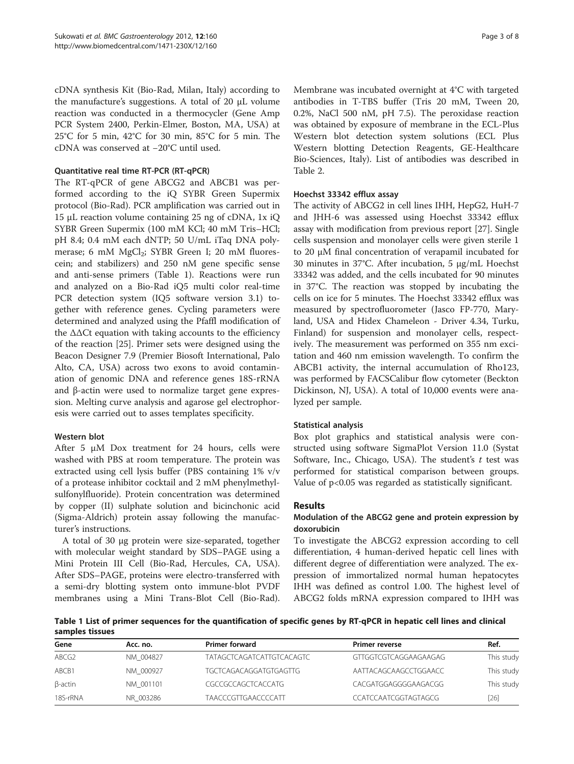cDNA synthesis Kit (Bio-Rad, Milan, Italy) according to the manufacture's suggestions. A total of 20 μL volume reaction was conducted in a thermocycler (Gene Amp PCR System 2400, Perkin-Elmer, Boston, MA, USA) at 25°C for 5 min, 42°C for 30 min, 85°C for 5 min. The cDNA was conserved at −20°C until used.

#### Quantitative real time RT-PCR (RT-qPCR)

The RT-qPCR of gene ABCG2 and ABCB1 was performed according to the iQ SYBR Green Supermix protocol (Bio-Rad). PCR amplification was carried out in 15 μL reaction volume containing 25 ng of cDNA, 1x iQ SYBR Green Supermix (100 mM KCl; 40 mM Tris–HCl; pH 8.4; 0.4 mM each dNTP; 50 U/mL iTaq DNA polymerase; 6 mM $MgCl_2$; SYBR Green I; 20 mM fluorescein; and stabilizers) and 250 nM gene specific sense and anti-sense primers (Table 1). Reactions were run and analyzed on a Bio-Rad iQ5 multi color real-time PCR detection system (IQ5 software version 3.1) together with reference genes. Cycling parameters were determined and analyzed using the Pfaffl modification of the ΔΔCt equation with taking accounts to the efficiency of the reaction [25]. Primer sets were designed using the Beacon Designer 7.9 (Premier Biosoft International, Palo Alto, CA, USA) across two exons to avoid contamination of genomic DNA and reference genes 18S-rRNA and β-actin were used to normalize target gene expression. Melting curve analysis and agarose gel electrophoresis were carried out to asses templates specificity.

#### Western blot

After 5 μM Dox treatment for 24 hours, cells were washed with PBS at room temperature. The protein was extracted using cell lysis buffer (PBS containing 1% v/v of a protease inhibitor cocktail and 2 mM phenylmethylsulfonylfluoride). Protein concentration was determined by copper (II) sulphate solution and bicinchonic acid (Sigma-Aldrich) protein assay following the manufacturer's instructions.

A total of 30 μg protein were size-separated, together with molecular weight standard by SDS–PAGE using a Mini Protein III Cell (Bio-Rad, Hercules, CA, USA). After SDS–PAGE, proteins were electro-transferred with a semi-dry blotting system onto immune-blot PVDF membranes using a Mini Trans-Blot Cell (Bio-Rad). Membrane was incubated overnight at 4°C with targeted antibodies in T-TBS buffer (Tris 20 mM, Tween 20, 0.2%, NaCl 500 nM, pH 7.5). The peroxidase reaction was obtained by exposure of membrane in the ECL-Plus Western blot detection system solutions (ECL Plus Western blotting Detection Reagents, GE-Healthcare Bio-Sciences, Italy). List of antibodies was described in Table 2.

#### Hoechst 33342 efflux assay

The activity of ABCG2 in cell lines IHH, HepG2, HuH-7 and JHH-6 was assessed using Hoechst 33342 efflux assay with modification from previous report [27]. Single cells suspension and monolayer cells were given sterile 1 to 20 μM final concentration of verapamil incubated for 30 minutes in 37°C. After incubation, 5 μg/mL Hoechst 33342 was added, and the cells incubated for 90 minutes in 37°C. The reaction was stopped by incubating the cells on ice for 5 minutes. The Hoechst 33342 efflux was measured by spectrofluorometer (Jasco FP-770, Maryland, USA and Hidex Chameleon - Driver 4.34, Turku, Finland) for suspension and monolayer cells, respectively. The measurement was performed on 355 nm excitation and 460 nm emission wavelength. To confirm the ABCB1 activity, the internal accumulation of Rho123, was performed by FACSCalibur flow cytometer (Beckton Dickinson, NJ, USA). A total of 10,000 events were analyzed per sample.

#### Statistical analysis

Box plot graphics and statistical analysis were constructed using software SigmaPlot Version 11.0 (Systat Software, Inc., Chicago, USA). The student's *t* test was performed for statistical comparison between groups. Value of $p<0.05$ was regarded as statistically significant.

## Results

#### Modulation of the ABCG2 gene and protein expression by doxorubicin

To investigate the ABCG2 expression according to cell differentiation, 4 human-derived hepatic cell lines with different degree of differentiation were analyzed. The expression of immortalized normal human hepatocytes IHH was defined as control 1.00. The highest level of ABCG2 folds mRNA expression compared to IHH was

**Table 1 List of primer sequences for the quantification of specific genes by RT-qPCR in hepatic cell lines and clinical samples tissues**

| Gene | Acc. no. | Primer forward | Primer reverse | Ref. |
|---|---|---|---|---|
| ABCG2 | NM_004827 | TATAGCTCAGATCATTGTCACAGTC | GTTGGTCGTCAGGAAGAAGAG | This study |
| ABCB1 | NM_000927 | TGCTCAGACAGGATGTGAGTTG | AATTACAGCAAGCCTGGAACC | This study |
| β-actin | NM_001101 | CGCCGCCAGCTCACCATG | CACGATGGAGGGGAAGACGG | This study |
| 18S-rRNA | NR_003286 | TAACCCGTTGAACCCCATT | CCATCCAATCGGTAGTAGCG | [26] |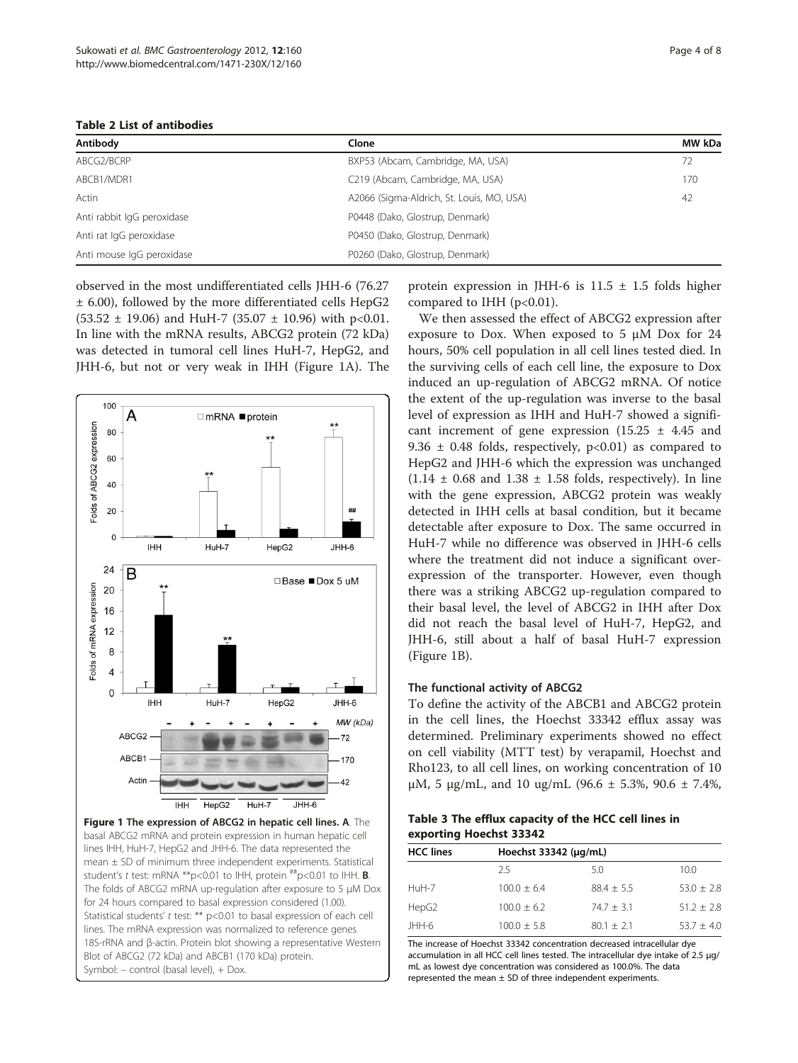**Table 2 List of antibodies**

| Antibody | Clone | MW kDa |
| --- | --- | --- |
| ABCG2/BCRP | BXP53 (Abcam, Cambridge, MA, USA) | 72 |
| ABCB1/MDR1 | C219 (Abcam, Cambridge, MA, USA) | 170 |
| Actin | A2066 (Sigma-Aldrich, St. Louis, MO, USA) | 42 |
| Anti rabbit IgG peroxidase | P0448 (Dako, Glostrup, Denmark) | |
| Anti rat IgG peroxidase | P0450 (Dako, Glostrup, Denmark) | |
| Anti mouse IgG peroxidase | P0260 (Dako, Glostrup, Denmark) | |

observed in the most undifferentiated cells JHH-6 (76.27 ± 6.00), followed by the more differentiated cells HepG2 (53.52 ± 19.06) and HuH-7 (35.07 ± 10.96) with p<0.01. In line with the mRNA results, ABCG2 protein (72 kDa) was detected in tumoral cell lines HuH-7, HepG2, and JHH-6, but not or very weak in IHH (Figure 1A). The protein expression in JHH-6 is 11.5 ± 1.5 folds higher compared to IHH (p<0.01).

A

□ mRNA ■ protein

Folds of ABCG2 expression

100, 80, 60, 40, 20, 0

IHH HuH-7 HepG2 JHH-6

** ** ** ##

B

□ Base ■ Dox 5 uM

Folds of mRNA expression

24, 20, 16, 12, 8, 4, 0

IHH HuH-7 HepG2 JHH-6

** **

\- + - + - + - +

MW (kDa)

ABCG2 — 72

ABCB1 — 170

Actin — 42

IHH HepG2 HuH-7 JHH-6

**Figure 1 The expression of ABCG2 in hepatic cell lines. A**. The basal ABCG2 mRNA and protein expression in human hepatic cell lines IHH, HuH-7, HepG2 and JHH-6. The data represented the mean ± SD of minimum three independent experiments. Statistical student's *t* test: mRNA **p<0.01 to IHH, protein ##p<0.01 to IHH. **B**. The folds of ABCG2 mRNA up-regulation after exposure to 5 μM Dox for 24 hours compared to basal expression considered (1.00). Statistical students' *t* test: ** p<0.01 to basal expression of each cell lines. The mRNA expression was normalized to reference genes 18S-rRNA and β-actin. Protein blot showing a representative Western Blot of ABCG2 (72 kDa) and ABCB1 (170 kDa) protein. Symbol: – control (basal level), + Dox.

We then assessed the effect of ABCG2 expression after exposure to Dox. When exposed to 5 μM Dox for 24 hours, 50% cell population in all cell lines tested died. In the surviving cells of each cell line, the exposure to Dox induced an up-regulation of ABCG2 mRNA. Of notice the extent of the up-regulation was inverse to the basal level of expression as IHH and HuH-7 showed a significant increment of gene expression (15.25 ± 4.45 and 9.36 ± 0.48 folds, respectively, p<0.01) as compared to HepG2 and JHH-6 which the expression was unchanged (1.14 ± 0.68 and 1.38 ± 1.58 folds, respectively). In line with the gene expression, ABCG2 protein was weakly detected in IHH cells at basal condition, but it became detectable after exposure to Dox. The same occurred in HuH-7 while no difference was observed in JHH-6 cells where the treatment did not induce a significant over-expression of the transporter. However, even though there was a striking ABCG2 up-regulation compared to their basal level, the level of ABCG2 in IHH after Dox did not reach the basal level of HuH-7, HepG2, and JHH-6, still about a half of basal HuH-7 expression (Figure 1B).

### The functional activity of ABCG2

To define the activity of the ABCB1 and ABCG2 protein in the cell lines, the Hoechst 33342 efflux assay was determined. Preliminary experiments showed no effect on cell viability (MTT test) by verapamil, Hoechst and Rho123, to all cell lines, on working concentration of 10 μM, 5 μg/mL, and 10 ug/mL (96.6 ± 5.3%, 90.6 ± 7.4%,

**Table 3 The efflux capacity of the HCC cell lines in exporting Hoechst 33342**

| HCC lines | Hoechst 33342 (μg/mL) | | |
| --- | --- | --- | --- |
| | 2.5 | 5.0 | 10.0 |
| HuH-7 | 100.0 ± 6.4 | 88.4 ± 5.5 | 53.0 ± 2.8 |
| HepG2 | 100.0 ± 6.2 | 74.7 ± 3.1 | 51.2 ± 2.8 |
| JHH-6 | 100.0 ± 5.8 | 80.1 ± 2.1 | 53.7 ± 4.0 |

The increase of Hoechst 33342 concentration decreased intracellular dye accumulation in all HCC cell lines tested. The intracellular dye intake of 2.5 μg/mL as lowest dye concentration was considered as 100.0%. The data represented the mean ± SD of three independent experiments.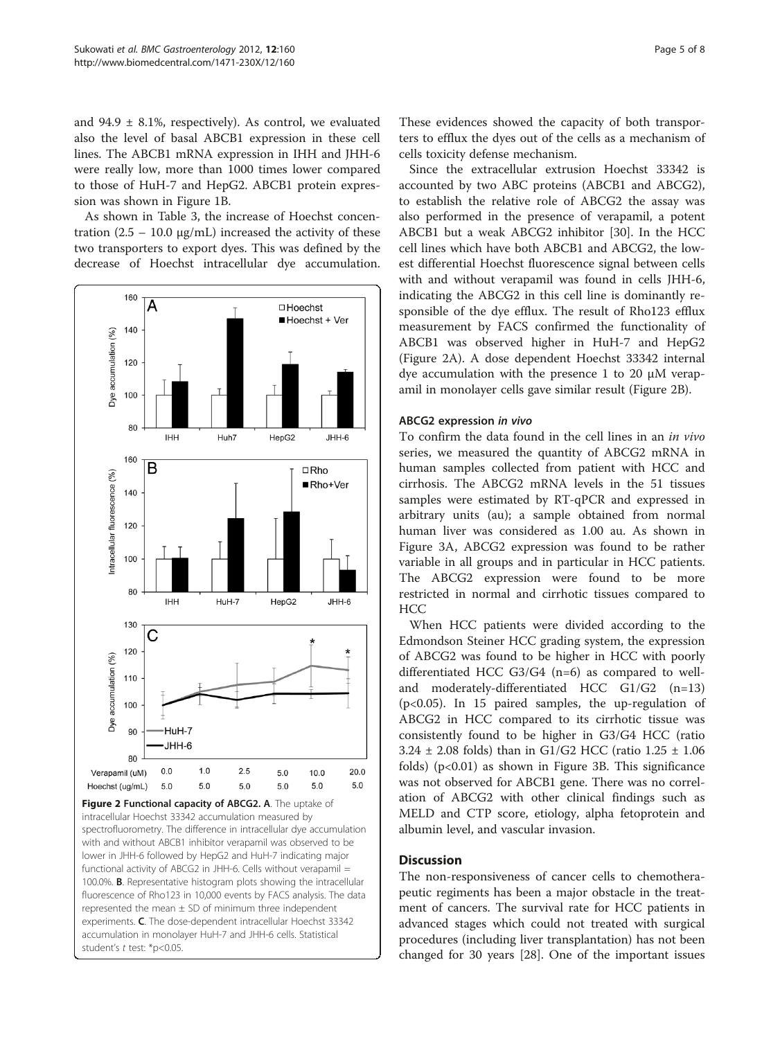and 94.9 ± 8.1%, respectively). As control, we evaluated also the level of basal ABCB1 expression in these cell lines. The ABCB1 mRNA expression in IHH and JHH-6 were really low, more than 1000 times lower compared to those of HuH-7 and HepG2. ABCB1 protein expression was shown in Figure 1B.

As shown in Table 3, the increase of Hoechst concentration (2.5 – 10.0 μg/mL) increased the activity of these two transporters to export dyes. This was defined by the decrease of Hoechst intracellular dye accumulation.

A
Hoechst
Hoechst + Ver
Dye accumulation (%)
160
140
120
100
80
IHH
Huh7
HepG2
JHH-6

B
Rho
Rho+Ver
Intracellular fluorescence (%)
160
140
120
100
80
IHH
HuH-7
HepG2
JHH-6

C
Dye accumulation (%)
130
120
110
100
90
80
HuH-7
JHH-6
Verapamil (uM) 0.0 1.0 2.5 5.0 10.0 20.0
Hoechst (ug/mL) 5.0 5.0 5.0 5.0 5.0 5.0
*
*

**Figure 2 Functional capacity of ABCG2. A**. The uptake of intracellular Hoechst 33342 accumulation measured by spectrofluorometry. The difference in intracellular dye accumulation with and without ABCB1 inhibitor verapamil was observed to be lower in JHH-6 followed by HepG2 and HuH-7 indicating major functional activity of ABCG2 in JHH-6. Cells without verapamil = 100.0%. **B**. Representative histogram plots showing the intracellular fluorescence of Rho123 in 10,000 events by FACS analysis. The data represented the mean ± SD of minimum three independent experiments. **C**. The dose-dependent intracellular Hoechst 33342 accumulation in monolayer HuH-7 and JHH-6 cells. Statistical student's *t* test: *p<0.05.

These evidences showed the capacity of both transporters to efflux the dyes out of the cells as a mechanism of cells toxicity defense mechanism.

Since the extracellular extrusion Hoechst 33342 is accounted by two ABC proteins (ABCB1 and ABCG2), to establish the relative role of ABCG2 the assay was also performed in the presence of verapamil, a potent ABCB1 but a weak ABCG2 inhibitor [30]. In the HCC cell lines which have both ABCB1 and ABCG2, the lowest differential Hoechst fluorescence signal between cells with and without verapamil was found in cells JHH-6, indicating the ABCG2 in this cell line is dominantly responsible of the dye efflux. The result of Rho123 efflux measurement by FACS confirmed the functionality of ABCB1 was observed higher in HuH-7 and HepG2 (Figure 2A). A dose dependent Hoechst 33342 internal dye accumulation with the presence 1 to 20 μM verapamil in monolayer cells gave similar result (Figure 2B).

### ABCG2 expression *in vivo*

To confirm the data found in the cell lines in an *in vivo* series, we measured the quantity of ABCG2 mRNA in human samples collected from patient with HCC and cirrhosis. The ABCG2 mRNA levels in the 51 tissues samples were estimated by RT-qPCR and expressed in arbitrary units (au); a sample obtained from normal human liver was considered as 1.00 au. As shown in Figure 3A, ABCG2 expression was found to be rather variable in all groups and in particular in HCC patients. The ABCG2 expression were found to be more restricted in normal and cirrhotic tissues compared to HCC

When HCC patients were divided according to the Edmondson Steiner HCC grading system, the expression of ABCG2 was found to be higher in HCC with poorly differentiated HCC G3/G4 (n=6) as compared to well- and moderately-differentiated HCC G1/G2 (n=13) ($p<0.05$). In 15 paired samples, the up-regulation of ABCG2 in HCC compared to its cirrhotic tissue was consistently found to be higher in G3/G4 HCC (ratio 3.24 ± 2.08 folds) than in G1/G2 HCC (ratio 1.25 ± 1.06 folds) ($p<0.01$) as shown in Figure 3B. This significance was not observed for ABCB1 gene. There was no correlation of ABCG2 with other clinical findings such as MELD and CTP score, etiology, alpha fetoprotein and albumin level, and vascular invasion.

## Discussion

The non-responsiveness of cancer cells to chemotherapeutic regiments has been a major obstacle in the treatment of cancers. The survival rate for HCC patients in advanced stages which could not treated with surgical procedures (including liver transplantation) has not been changed for 30 years [28]. One of the important issues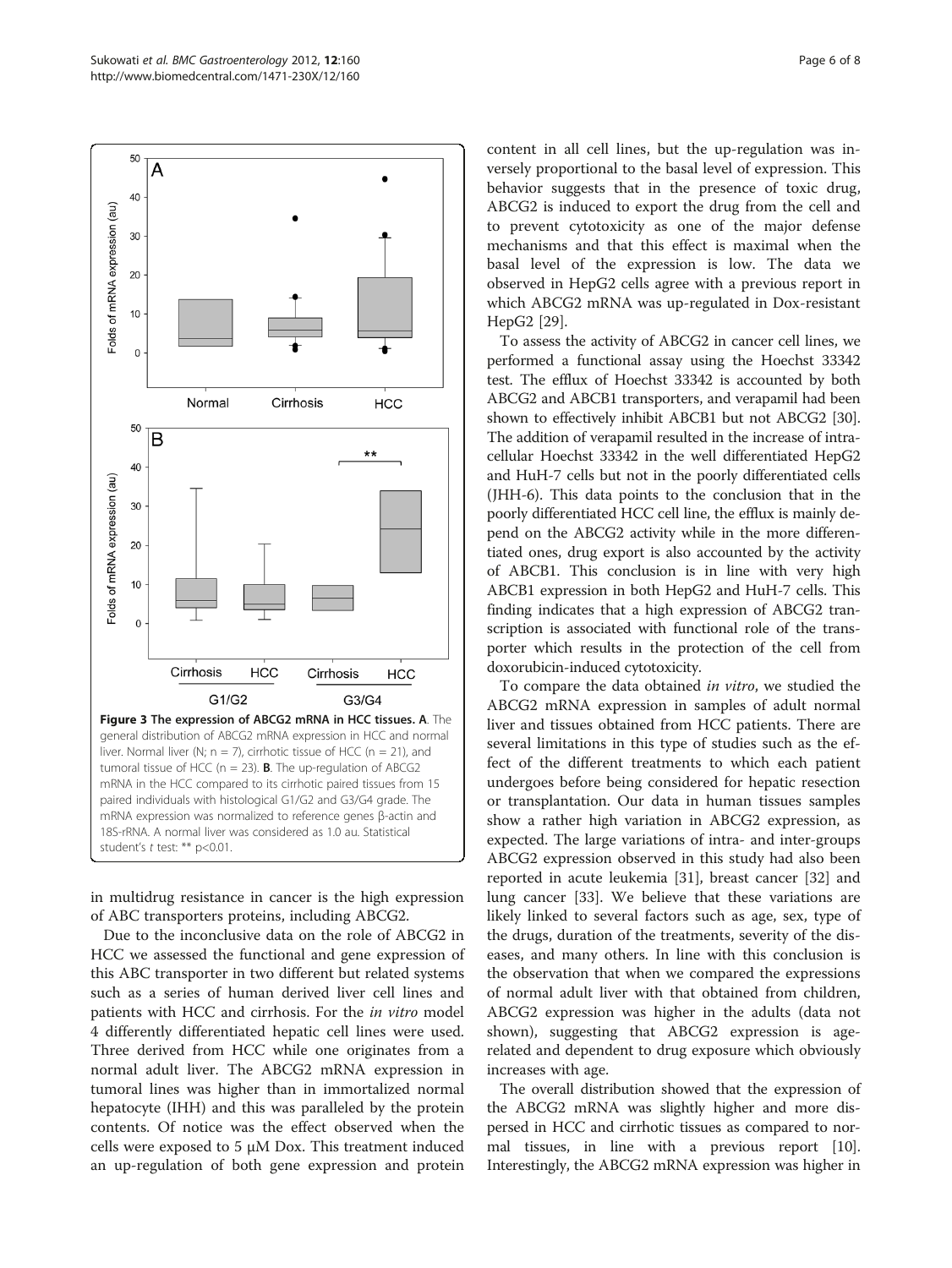A

Folds of mRNA expression (au)

50
40
30
20
10
0

Normal Cirrhosis HCC

B

Folds of mRNA expression (au)

50
40
30
20
10
0

**

Cirrhosis HCC Cirrhosis HCC

G1/G2 G3/G4

**Figure 3 The expression of ABCG2 mRNA in HCC tissues. A**. The general distribution of ABCG2 mRNA expression in HCC and normal liver. Normal liver (N; n = 7), cirrhotic tissue of HCC (n = 21), and tumoral tissue of HCC (n = 23). **B**. The up-regulation of ABCG2 mRNA in the HCC compared to its cirrhotic paired tissues from 15 paired individuals with histological G1/G2 and G3/G4 grade. The mRNA expression was normalized to reference genes β-actin and 18S-rRNA. A normal liver was considered as 1.0 au. Statistical student's *t* test: ** p<0.01.

in multidrug resistance in cancer is the high expression of ABC transporters proteins, including ABCG2.

Due to the inconclusive data on the role of ABCG2 in HCC we assessed the functional and gene expression of this ABC transporter in two different but related systems such as a series of human derived liver cell lines and patients with HCC and cirrhosis. For the *in vitro* model 4 differently differentiated hepatic cell lines were used. Three derived from HCC while one originates from a normal adult liver. The ABCG2 mRNA expression in tumoral lines was higher than in immortalized normal hepatocyte (IHH) and this was paralleled by the protein contents. Of notice was the effect observed when the cells were exposed to 5 μM Dox. This treatment induced an up-regulation of both gene expression and protein content in all cell lines, but the up-regulation was inversely proportional to the basal level of expression. This behavior suggests that in the presence of toxic drug, ABCG2 is induced to export the drug from the cell and to prevent cytotoxicity as one of the major defense mechanisms and that this effect is maximal when the basal level of the expression is low. The data we observed in HepG2 cells agree with a previous report in which ABCG2 mRNA was up-regulated in Dox-resistant HepG2 [29].

To assess the activity of ABCG2 in cancer cell lines, we performed a functional assay using the Hoechst 33342 test. The efflux of Hoechst 33342 is accounted by both ABCG2 and ABCB1 transporters, and verapamil had been shown to effectively inhibit ABCB1 but not ABCG2 [30]. The addition of verapamil resulted in the increase of intracellular Hoechst 33342 in the well differentiated HepG2 and HuH-7 cells but not in the poorly differentiated cells (JHH-6). This data points to the conclusion that in the poorly differentiated HCC cell line, the efflux is mainly depend on the ABCG2 activity while in the more differentiated ones, drug export is also accounted by the activity of ABCB1. This conclusion is in line with very high ABCB1 expression in both HepG2 and HuH-7 cells. This finding indicates that a high expression of ABCG2 transcription is associated with functional role of the transporter which results in the protection of the cell from doxorubicin-induced cytotoxicity.

To compare the data obtained *in vitro*, we studied the ABCG2 mRNA expression in samples of adult normal liver and tissues obtained from HCC patients. There are several limitations in this type of studies such as the effect of the different treatments to which each patient undergoes before being considered for hepatic resection or transplantation. Our data in human tissues samples show a rather high variation in ABCG2 expression, as expected. The large variations of intra- and inter-groups ABCG2 expression observed in this study had also been reported in acute leukemia [31], breast cancer [32] and lung cancer [33]. We believe that these variations are likely linked to several factors such as age, sex, type of the drugs, duration of the treatments, severity of the diseases, and many others. In line with this conclusion is the observation that when we compared the expressions of normal adult liver with that obtained from children, ABCG2 expression was higher in the adults (data not shown), suggesting that ABCG2 expression is age-related and dependent to drug exposure which obviously increases with age.

The overall distribution showed that the expression of the ABCG2 mRNA was slightly higher and more dispersed in HCC and cirrhotic tissues as compared to normal tissues, in line with a previous report [10]. Interestingly, the ABCG2 mRNA expression was higher in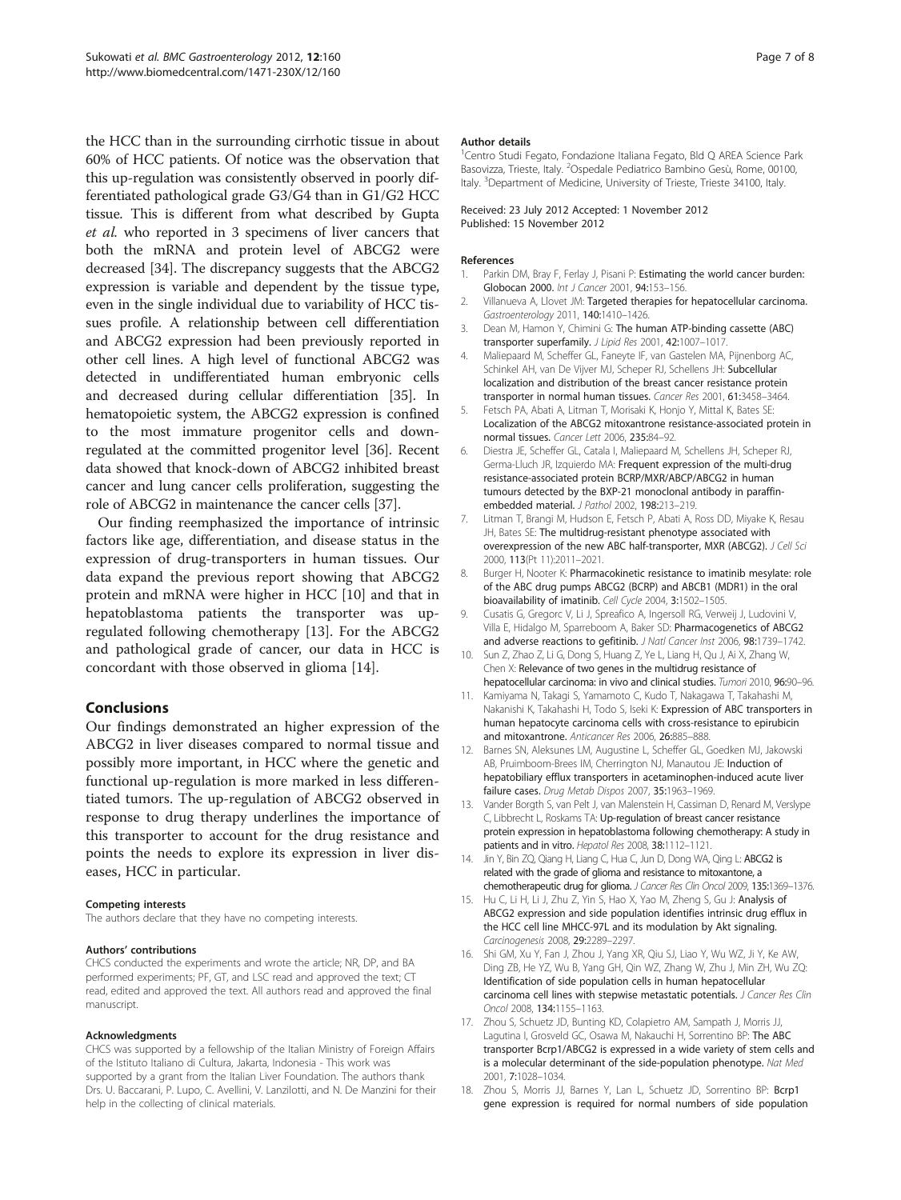the HCC than in the surrounding cirrhotic tissue in about 60% of HCC patients. Of notice was the observation that this up-regulation was consistently observed in poorly differentiated pathological grade G3/G4 than in G1/G2 HCC tissue. This is different from what described by Gupta *et al.* who reported in 3 specimens of liver cancers that both the mRNA and protein level of ABCG2 were decreased [34]. The discrepancy suggests that the ABCG2 expression is variable and dependent by the tissue type, even in the single individual due to variability of HCC tissues profile. A relationship between cell differentiation and ABCG2 expression had been previously reported in other cell lines. A high level of functional ABCG2 was detected in undifferentiated human embryonic cells and decreased during cellular differentiation [35]. In hematopoietic system, the ABCG2 expression is confined to the most immature progenitor cells and down-regulated at the committed progenitor level [36]. Recent data showed that knock-down of ABCG2 inhibited breast cancer and lung cancer cells proliferation, suggesting the role of ABCG2 in maintenance the cancer cells [37].

Our finding reemphasized the importance of intrinsic factors like age, differentiation, and disease status in the expression of drug-transporters in human tissues. Our data expand the previous report showing that ABCG2 protein and mRNA were higher in HCC [10] and that in hepatoblastoma patients the transporter was up-regulated following chemotherapy [13]. For the ABCG2 and pathological grade of cancer, our data in HCC is concordant with those observed in glioma [14].

## Conclusions

Our findings demonstrated an higher expression of the ABCG2 in liver diseases compared to normal tissue and possibly more important, in HCC where the genetic and functional up-regulation is more marked in less differentiated tumors. The up-regulation of ABCG2 observed in response to drug therapy underlines the importance of this transporter to account for the drug resistance and points the needs to explore its expression in liver diseases, HCC in particular.

#### Competing interests

The authors declare that they have no competing interests.

#### Authors' contributions

CHCS conducted the experiments and wrote the article; NR, DP, and BA performed experiments; PF, GT, and LSC read and approved the text; CT read, edited and approved the text. All authors read and approved the final manuscript.

#### Acknowledgments

CHCS was supported by a fellowship of the Italian Ministry of Foreign Affairs of the Istituto Italiano di Cultura, Jakarta, Indonesia - This work was supported by a grant from the Italian Liver Foundation. The authors thank Drs. U. Baccarani, P. Lupo, C. Avellini, V. Lanzilotti, and N. De Manzini for their help in the collecting of clinical materials.

#### Author details

[1]Centro Studi Fegato, Fondazione Italiana Fegato, Bld Q AREA Science Park Basovizza, Trieste, Italy. [2]Ospedale Pediatrico Bambino Gesù, Rome, 00100, Italy. [3]Department of Medicine, University of Trieste, Trieste 34100, Italy.

Received: 23 July 2012 Accepted: 1 November 2012
Published: 15 November 2012

#### References

1. Parkin DM, Bray F, Ferlay J, Pisani P: **Estimating the world cancer burden: Globocan 2000.** *Int J Cancer* 2001, **94:**153–156.
2. Villanueva A, Llovet JM: **Targeted therapies for hepatocellular carcinoma.** *Gastroenterology* 2011, **140:**1410–1426.
3. Dean M, Hamon Y, Chimini G: **The human ATP-binding cassette (ABC) transporter superfamily.** *J Lipid Res* 2001, **42:**1007–1017.
4. Maliepaard M, Scheffer GL, Faneyte IF, van Gastelen MA, Pijnenborg AC, Schinkel AH, van De Vijver MJ, Scheper RJ, Schellens JH: **Subcellular localization and distribution of the breast cancer resistance protein transporter in normal human tissues.** *Cancer Res* 2001, **61:**3458–3464.
5. Fetsch PA, Abati A, Litman T, Morisaki K, Honjo Y, Mittal K, Bates SE: **Localization of the ABCG2 mitoxantrone resistance-associated protein in normal tissues.** *Cancer Lett* 2006, **235:**84–92.
6. Diestra JE, Scheffer GL, Catala I, Maliepaard M, Schellens JH, Scheper RJ, Germa-Lluch JR, Izquierdo MA: **Frequent expression of the multi-drug resistance-associated protein BCRP/MXR/ABCP/ABCG2 in human tumours detected by the BXP-21 monoclonal antibody in paraffin-embedded material.** *J Pathol* 2002, **198:**213–219.
7. Litman T, Brangi M, Hudson E, Fetsch P, Abati A, Ross DD, Miyake K, Resau JH, Bates SE: **The multidrug-resistant phenotype associated with overexpression of the new ABC half-transporter, MXR (ABCG2).** *J Cell Sci* 2000, **113**(Pt 11):2011–2021.
8. Burger H, Nooter K: **Pharmacokinetic resistance to imatinib mesylate: role of the ABC drug pumps ABCG2 (BCRP) and ABCB1 (MDR1) in the oral bioavailability of imatinib.** *Cell Cycle* 2004, **3:**1502–1505.
9. Cusatis G, Gregorc V, Li J, Spreafico A, Ingersoll RG, Verweij J, Ludovini V, Villa E, Hidalgo M, Sparreboom A, Baker SD: **Pharmacogenetics of ABCG2 and adverse reactions to gefitinib.** *J Natl Cancer Inst* 2006, **98:**1739–1742.
10. Sun Z, Zhao Z, Li G, Dong S, Huang Z, Ye L, Liang H, Qu J, Ai X, Zhang W, Chen X: **Relevance of two genes in the multidrug resistance of hepatocellular carcinoma: in vivo and clinical studies.** *Tumori* 2010, **96:**90–96.
11. Kamiyama N, Takagi S, Yamamoto C, Kudo T, Nakagawa T, Takahashi M, Nakanishi K, Takahashi H, Todo S, Iseki K: **Expression of ABC transporters in human hepatocyte carcinoma cells with cross-resistance to epirubicin and mitoxantrone.** *Anticancer Res* 2006, **26:**885–888.
12. Barnes SN, Aleksunes LM, Augustine L, Scheffer GL, Goedken MJ, Jakowski AB, Pruimboom-Brees IM, Cherrington NJ, Manautou JE: **Induction of hepatobiliary efflux transporters in acetaminophen-induced acute liver failure cases.** *Drug Metab Dispos* 2007, **35:**1963–1969.
13. Vander Borgth S, van Pelt J, van Malenstein H, Cassiman D, Renard M, Verslype C, Libbrecht L, Roskams TA: **Up-regulation of breast cancer resistance protein expression in hepatoblastoma following chemotherapy: A study in patients and in vitro.** *Hepatol Res* 2008, **38:**1112–1121.
14. Jin Y, Bin ZQ, Qiang H, Liang C, Hua C, Jun D, Dong WA, Qing L: **ABCG2 is related with the grade of glioma and resistance to mitoxantone, a chemotherapeutic drug for glioma.** *J Cancer Res Clin Oncol* 2009, **135:**1369–1376.
15. Hu C, Li H, Li J, Zhu Z, Yin S, Hao X, Yao M, Zheng S, Gu J: **Analysis of ABCG2 expression and side population identifies intrinsic drug efflux in the HCC cell line MHCC-97L and its modulation by Akt signaling.** *Carcinogenesis* 2008, **29:**2289–2297.
16. Shi GM, Xu Y, Fan J, Zhou J, Yang XR, Qiu SJ, Liao Y, Wu WZ, Ji Y, Ke AW, Ding ZB, He YZ, Wu B, Yang GH, Qin WZ, Zhang W, Zhu J, Min ZH, Wu ZQ: **Identification of side population cells in human hepatocellular carcinoma cell lines with stepwise metastatic potentials.** *J Cancer Res Clin Oncol* 2008, **134:**1155–1163.
17. Zhou S, Schuetz JD, Bunting KD, Colapietro AM, Sampath J, Morris JJ, Lagutina I, Grosveld GC, Osawa M, Nakauchi H, Sorrentino BP: **The ABC transporter Bcrp1/ABCG2 is expressed in a wide variety of stem cells and is a molecular determinant of the side-population phenotype.** *Nat Med* 2001, **7:**1028–1034.
18. Zhou S, Morris JJ, Barnes Y, Lan L, Schuetz JD, Sorrentino BP: **Bcrp1 gene expression is required for normal numbers of side population**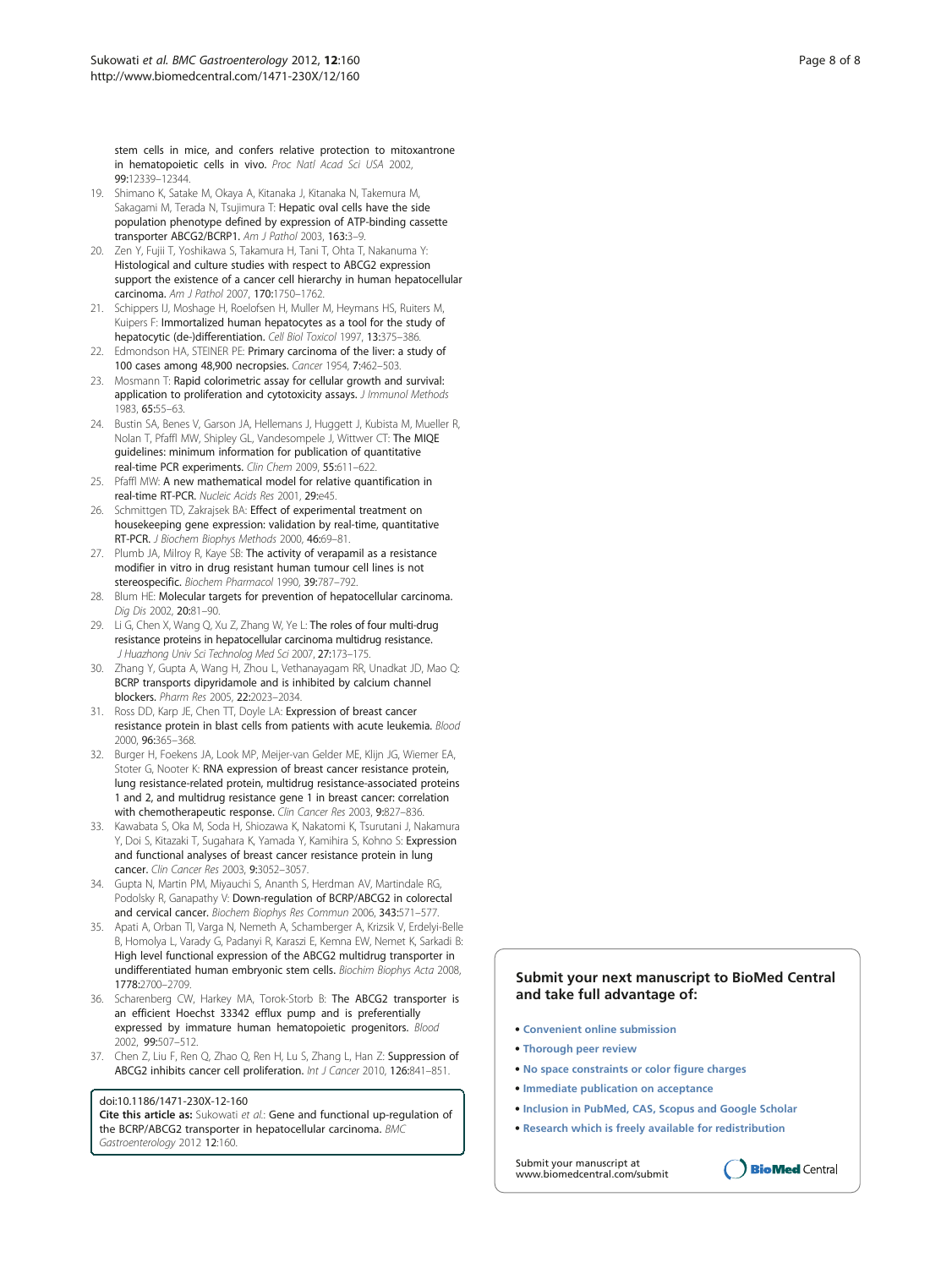stem cells in mice, and confers relative protection to mitoxantrone in hematopoietic cells in vivo. *Proc Natl Acad Sci USA* 2002, 99:12339–12344.

19. Shimano K, Satake M, Okaya A, Kitanaka J, Kitanaka N, Takemura M, Sakagami M, Terada N, Tsujimura T: Hepatic oval cells have the side population phenotype defined by expression of ATP-binding cassette transporter ABCG2/BCRP1. *Am J Pathol* 2003, 163:3–9.
20. Zen Y, Fujii T, Yoshikawa S, Takamura H, Tani T, Ohta T, Nakanuma Y: Histological and culture studies with respect to ABCG2 expression support the existence of a cancer cell hierarchy in human hepatocellular carcinoma. *Am J Pathol* 2007, 170:1750–1762.
21. Schippers IJ, Moshage H, Roelofsen H, Muller M, Heymans HS, Ruiters M, Kuipers F: Immortalized human hepatocytes as a tool for the study of hepatocytic (de-)differentiation. *Cell Biol Toxicol* 1997, 13:375–386.
22. Edmondson HA, STEINER PE: Primary carcinoma of the liver: a study of 100 cases among 48,900 necropsies. *Cancer* 1954, 7:462–503.
23. Mosmann T: Rapid colorimetric assay for cellular growth and survival: application to proliferation and cytotoxicity assays. *J Immunol Methods* 1983, 65:55–63.
24. Bustin SA, Benes V, Garson JA, Hellemans J, Huggett J, Kubista M, Mueller R, Nolan T, Pfaffl MW, Shipley GL, Vandesompele J, Wittwer CT: The MIQE guidelines: minimum information for publication of quantitative real-time PCR experiments. *Clin Chem* 2009, 55:611–622.
25. Pfaffl MW: A new mathematical model for relative quantification in real-time RT-PCR. *Nucleic Acids Res* 2001, 29:e45.
26. Schmittgen TD, Zakrajsek BA: Effect of experimental treatment on housekeeping gene expression: validation by real-time, quantitative RT-PCR. *J Biochem Biophys Methods* 2000, 46:69–81.
27. Plumb JA, Milroy R, Kaye SB: The activity of verapamil as a resistance modifier in vitro in drug resistant human tumour cell lines is not stereospecific. *Biochem Pharmacol* 1990, 39:787–792.
28. Blum HE: Molecular targets for prevention of hepatocellular carcinoma. *Dig Dis* 2002, 20:81–90.
29. Li G, Chen X, Wang Q, Xu Z, Zhang W, Ye L: The roles of four multi-drug resistance proteins in hepatocellular carcinoma multidrug resistance. *J Huazhong Univ Sci Technolog Med Sci* 2007, 27:173–175.
30. Zhang Y, Gupta A, Wang H, Zhou L, Vethanayagam RR, Unadkat JD, Mao Q: BCRP transports dipyridamole and is inhibited by calcium channel blockers. *Pharm Res* 2005, 22:2023–2034.
31. Ross DD, Karp JE, Chen TT, Doyle LA: Expression of breast cancer resistance protein in blast cells from patients with acute leukemia. *Blood* 2000, 96:365–368.
32. Burger H, Foekens JA, Look MP, Meijer-van Gelder ME, Klijn JG, Wiemer EA, Stoter G, Nooter K: RNA expression of breast cancer resistance protein, lung resistance-related protein, multidrug resistance-associated proteins 1 and 2, and multidrug resistance gene 1 in breast cancer: correlation with chemotherapeutic response. *Clin Cancer Res* 2003, 9:827–836.
33. Kawabata S, Oka M, Soda H, Shiozawa K, Nakatomi K, Tsurutani J, Nakamura Y, Doi S, Kitazaki T, Sugahara K, Yamada Y, Kamihira S, Kohno S: Expression and functional analyses of breast cancer resistance protein in lung cancer. *Clin Cancer Res* 2003, 9:3052–3057.
34. Gupta N, Martin PM, Miyauchi S, Ananth S, Herdman AV, Martindale RG, Podolsky R, Ganapathy V: Down-regulation of BCRP/ABCG2 in colorectal and cervical cancer. *Biochem Biophys Res Commun* 2006, 343:571–577.
35. Apati A, Orban TI, Varga N, Nemeth A, Schamberger A, Krizsik V, Erdelyi-Belle B, Homolya L, Varady G, Padanyi R, Karaszi E, Kemna EW, Nemet K, Sarkadi B: High level functional expression of the ABCG2 multidrug transporter in undifferentiated human embryonic stem cells. *Biochim Biophys Acta* 2008, 1778:2700–2709.
36. Scharenberg CW, Harkey MA, Torok-Storb B: The ABCG2 transporter is an efficient Hoechst 33342 efflux pump and is preferentially expressed by immature human hematopoietic progenitors. *Blood* 2002, 99:507–512.
37. Chen Z, Liu F, Ren Q, Zhao Q, Ren H, Lu S, Zhang L, Han Z: Suppression of ABCG2 inhibits cancer cell proliferation. *Int J Cancer* 2010, 126:841–851.

doi:10.1186/1471-230X-12-160

**Cite this article as:** Sukowati *et al.*: Gene and functional up-regulation of the BCRP/ABCG2 transporter in hepatocellular carcinoma. *BMC Gastroenterology* 2012 12:160.

**Submit your next manuscript to BioMed Central and take full advantage of:**

- Convenient online submission
- Thorough peer review
- No space constraints or color figure charges
- Immediate publication on acceptance
- Inclusion in PubMed, CAS, Scopus and Google Scholar
- Research which is freely available for redistribution

Submit your manuscript at www.biomedcentral.com/submit

BioMed Central